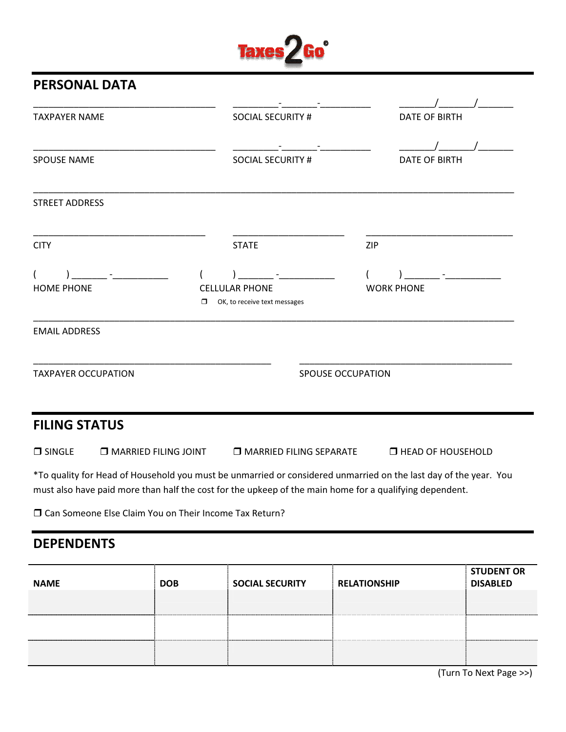Taxes2Go

## PERSONAL DATA

________________________________ TAXPAYER NAME

_______-______-________ SOCIAL SECURITY #

______/______/______ DATE OF BIRTH

________________________________ SPOUSE NAME

_______-______-________ SOCIAL SECURITY #

______/______/______ DATE OF BIRTH

________________________________________________________________ STREET ADDRESS

________________________________ CITY

____________________ STATE

__________________________ ZIP

(      ) ______ -__________ HOME PHONE

(      ) ______ -__________ CELLULAR PHONE

❐ OK, to receive text messages

(      ) ______ -__________ WORK PHONE

________________________________________________________________ EMAIL ADDRESS

________________________________________ TAXPAYER OCCUPATION

________________________________________ SPOUSE OCCUPATION

## FILING STATUS

❐ SINGLE ❐ MARRIED FILING JOINT ❐ MARRIED FILING SEPARATE ❐ HEAD OF HOUSEHOLD

*To quality for Head of Household you must be unmarried or considered unmarried on the last day of the year. You must also have paid more than half the cost for the upkeep of the main home for a qualifying dependent.

❐ Can Someone Else Claim You on Their Income Tax Return?

## DEPENDENTS

| NAME | DOB | SOCIAL SECURITY | RELATIONSHIP | STUDENT OR DISABLED |
|---|---|---|---|---|
| | | | | |
| | | | | |
| | | | | |

(Turn To Next Page >>)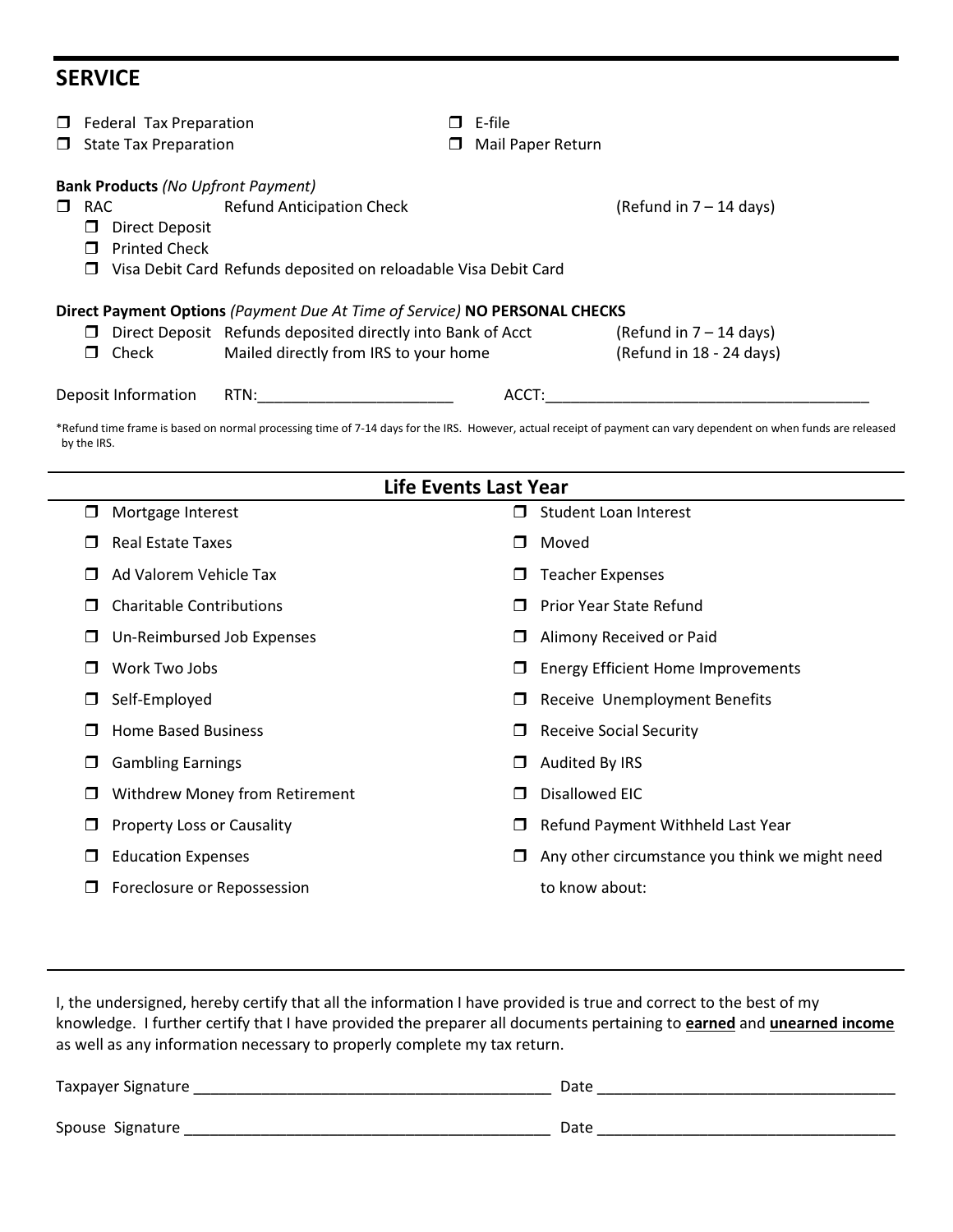## SERVICE

- ☐ Federal Tax Preparation
- ☐ State Tax Preparation
- ☐ E-file
- ☐ Mail Paper Return

**Bank Products** *(No Upfront Payment)*

- ☐ RAC  Refund Anticipation Check  (Refund in 7 – 14 days)
  - ☐ Direct Deposit
  - ☐ Printed Check
  - ☐ Visa Debit Card Refunds deposited on reloadable Visa Debit Card

**Direct Payment Options** *(Payment Due At Time of Service)* **NO PERSONAL CHECKS**

- ☐ Direct Deposit  Refunds deposited directly into Bank of Acct  (Refund in 7 – 14 days)
- ☐ Check  Mailed directly from IRS to your home  (Refund in 18 - 24 days)

Deposit Information  RTN:______________________  ACCT:_____________________________________

*Refund time frame is based on normal processing time of 7-14 days for the IRS. However, actual receipt of payment can vary dependent on when funds are released by the IRS.

## Life Events Last Year

- ☐ Mortgage Interest
- ☐ Real Estate Taxes
- ☐ Ad Valorem Vehicle Tax
- ☐ Charitable Contributions
- ☐ Un-Reimbursed Job Expenses
- ☐ Work Two Jobs
- ☐ Self-Employed
- ☐ Home Based Business
- ☐ Gambling Earnings
- ☐ Withdrew Money from Retirement
- ☐ Property Loss or Causality
- ☐ Education Expenses
- ☐ Foreclosure or Repossession
- ☐ Student Loan Interest
- ☐ Moved
- ☐ Teacher Expenses
- ☐ Prior Year State Refund
- ☐ Alimony Received or Paid
- ☐ Energy Efficient Home Improvements
- ☐ Receive Unemployment Benefits
- ☐ Receive Social Security
- ☐ Audited By IRS
- ☐ Disallowed EIC
- ☐ Refund Payment Withheld Last Year
- ☐ Any other circumstance you think we might need to know about:

I, the undersigned, hereby certify that all the information I have provided is true and correct to the best of my knowledge. I further certify that I have provided the preparer all documents pertaining to **earned** and **unearned income** as well as any information necessary to properly complete my tax return.

Taxpayer Signature ________________________________________ Date __________________________________

Spouse Signature __________________________________________ Date __________________________________